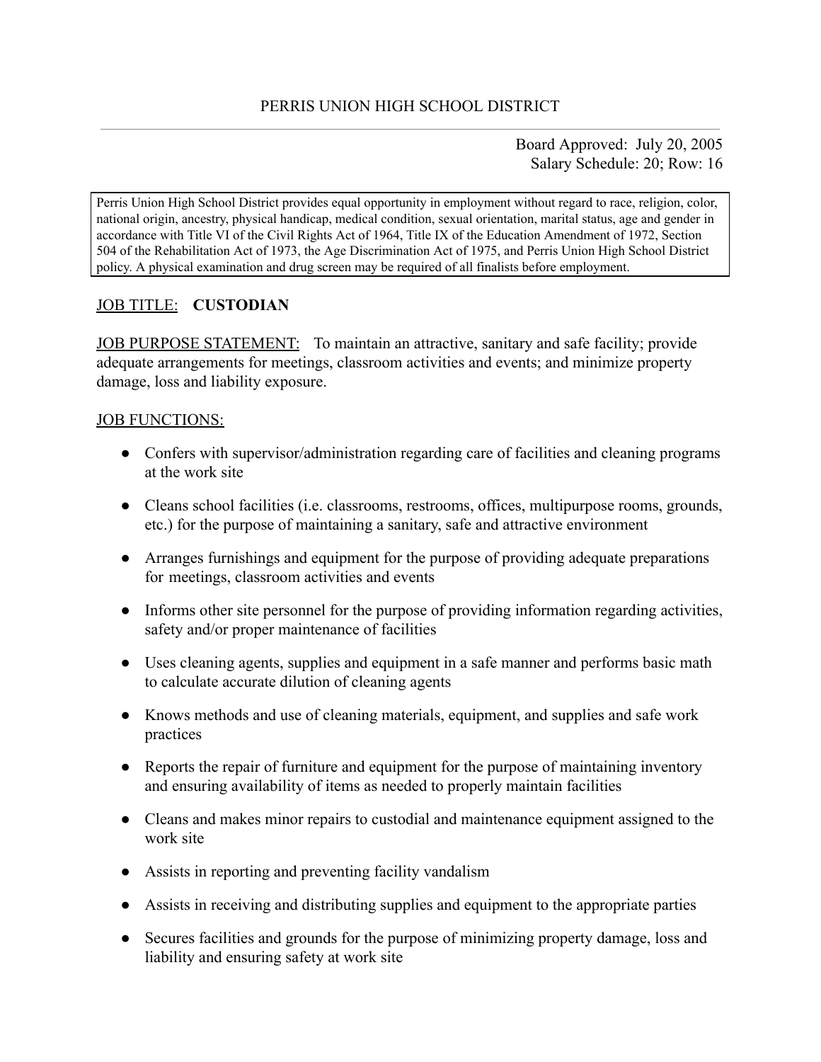PERRIS UNION HIGH SCHOOL DISTRICT

Board Approved: July 20, 2005
Salary Schedule: 20; Row: 16

Perris Union High School District provides equal opportunity in employment without regard to race, religion, color, national origin, ancestry, physical handicap, medical condition, sexual orientation, marital status, age and gender in accordance with Title VI of the Civil Rights Act of 1964, Title IX of the Education Amendment of 1972, Section 504 of the Rehabilitation Act of 1973, the Age Discrimination Act of 1975, and Perris Union High School District policy. A physical examination and drug screen may be required of all finalists before employment.

JOB TITLE: **CUSTODIAN**

JOB PURPOSE STATEMENT: To maintain an attractive, sanitary and safe facility; provide adequate arrangements for meetings, classroom activities and events; and minimize property damage, loss and liability exposure.

JOB FUNCTIONS:

- Confers with supervisor/administration regarding care of facilities and cleaning programs at the work site
- Cleans school facilities (i.e. classrooms, restrooms, offices, multipurpose rooms, grounds, etc.) for the purpose of maintaining a sanitary, safe and attractive environment
- Arranges furnishings and equipment for the purpose of providing adequate preparations for meetings, classroom activities and events
- Informs other site personnel for the purpose of providing information regarding activities, safety and/or proper maintenance of facilities
- Uses cleaning agents, supplies and equipment in a safe manner and performs basic math to calculate accurate dilution of cleaning agents
- Knows methods and use of cleaning materials, equipment, and supplies and safe work practices
- Reports the repair of furniture and equipment for the purpose of maintaining inventory and ensuring availability of items as needed to properly maintain facilities
- Cleans and makes minor repairs to custodial and maintenance equipment assigned to the work site
- Assists in reporting and preventing facility vandalism
- Assists in receiving and distributing supplies and equipment to the appropriate parties
- Secures facilities and grounds for the purpose of minimizing property damage, loss and liability and ensuring safety at work site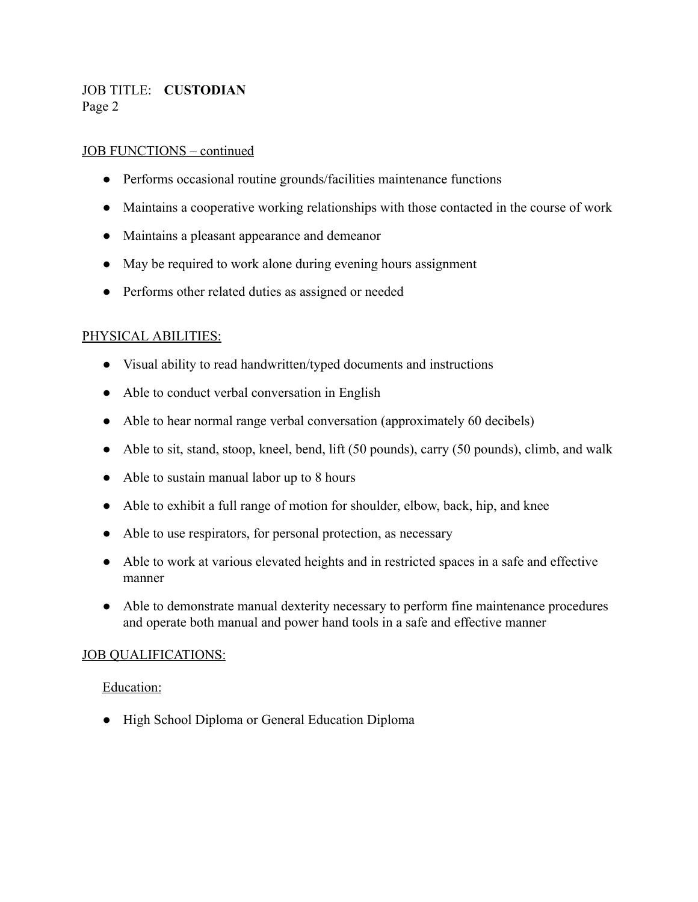JOB TITLE: **CUSTODIAN**

## JOB FUNCTIONS – continued

- Performs occasional routine grounds/facilities maintenance functions
- Maintains a cooperative working relationships with those contacted in the course of work
- Maintains a pleasant appearance and demeanor
- May be required to work alone during evening hours assignment
- Performs other related duties as assigned or needed

## PHYSICAL ABILITIES:

- Visual ability to read handwritten/typed documents and instructions
- Able to conduct verbal conversation in English
- Able to hear normal range verbal conversation (approximately 60 decibels)
- Able to sit, stand, stoop, kneel, bend, lift (50 pounds), carry (50 pounds), climb, and walk
- Able to sustain manual labor up to 8 hours
- Able to exhibit a full range of motion for shoulder, elbow, back, hip, and knee
- Able to use respirators, for personal protection, as necessary
- Able to work at various elevated heights and in restricted spaces in a safe and effective manner
- Able to demonstrate manual dexterity necessary to perform fine maintenance procedures and operate both manual and power hand tools in a safe and effective manner

## JOB QUALIFICATIONS:

### Education:

- High School Diploma or General Education Diploma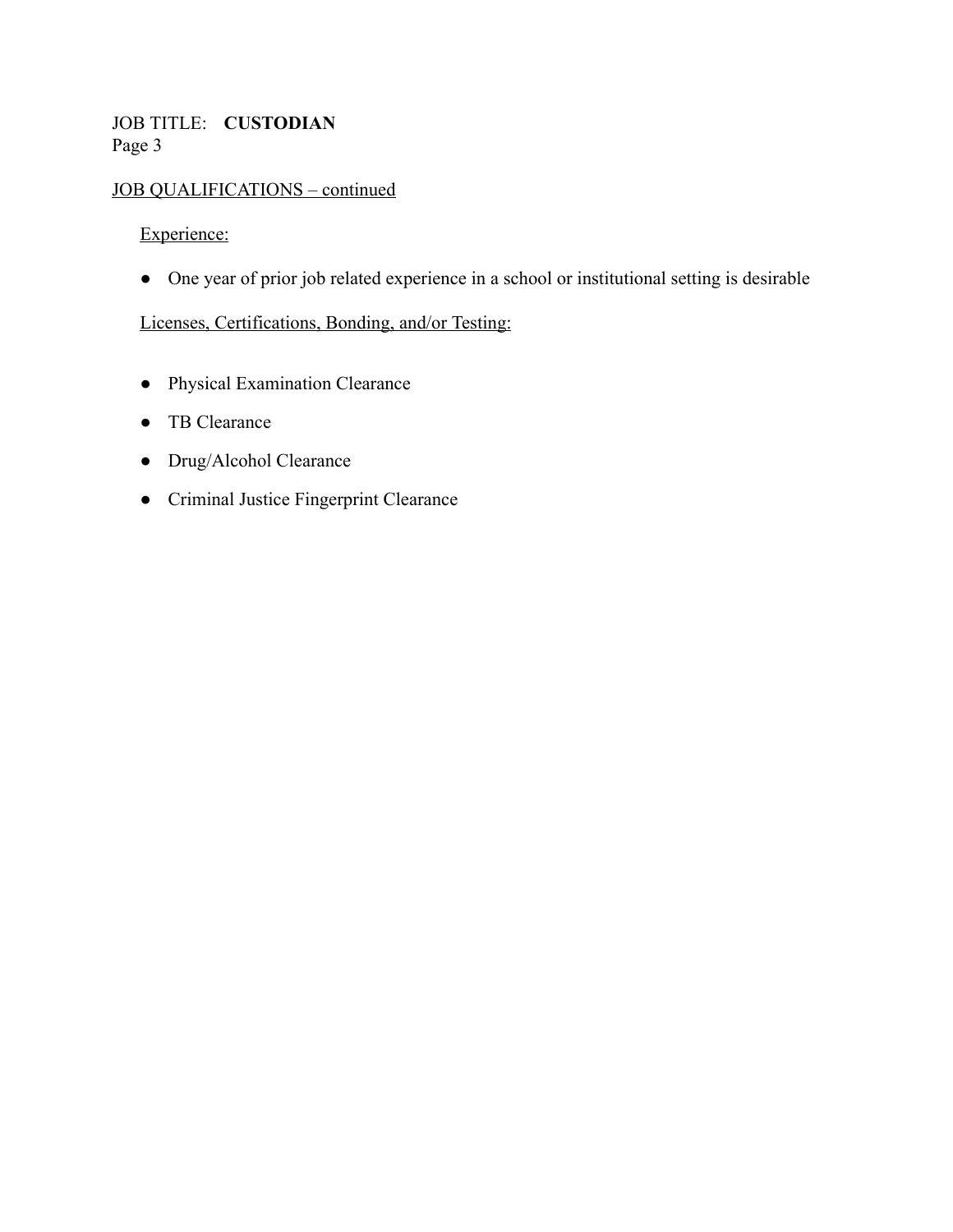JOB QUALIFICATIONS – continued

Experience:

- One year of prior job related experience in a school or institutional setting is desirable

Licenses, Certifications, Bonding, and/or Testing:

- Physical Examination Clearance
- TB Clearance
- Drug/Alcohol Clearance
- Criminal Justice Fingerprint Clearance